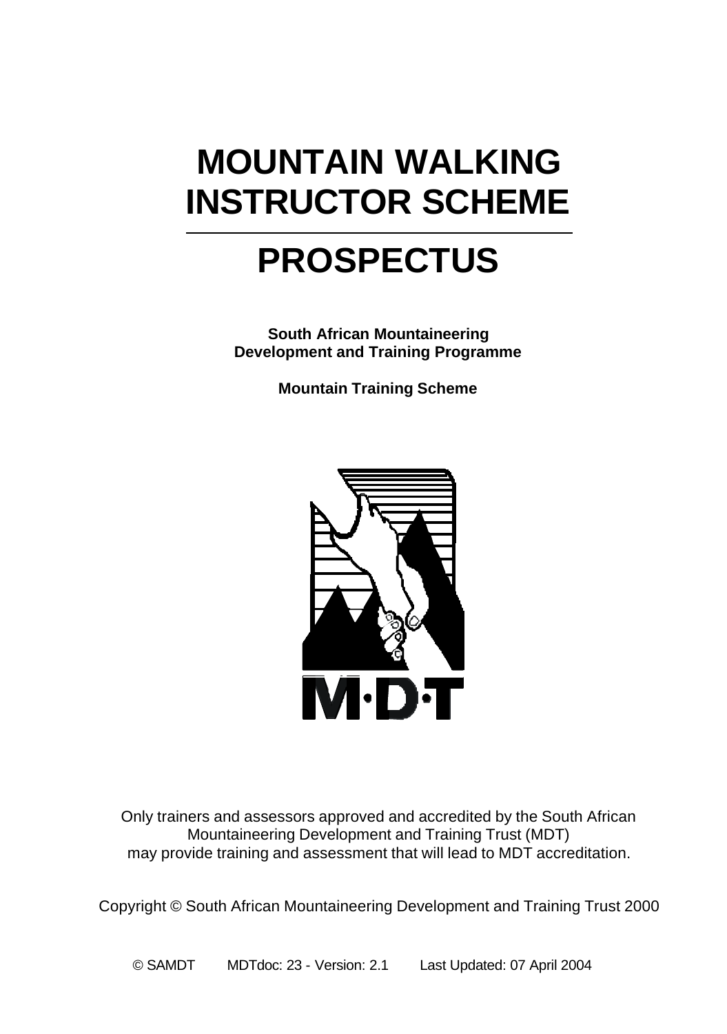# MOUNTAIN WALKING INSTRUCTOR SCHEME

# PROSPECTUS

**South African Mountaineering Development and Training Programme**

**Mountain Training Scheme**

M·D·T

Only trainers and assessors approved and accredited by the South African Mountaineering Development and Training Trust (MDT) may provide training and assessment that will lead to MDT accreditation.

Copyright © South African Mountaineering Development and Training Trust 2000

© SAMDT MDTdoc: 23 - Version: 2.1 Last Updated: 07 April 2004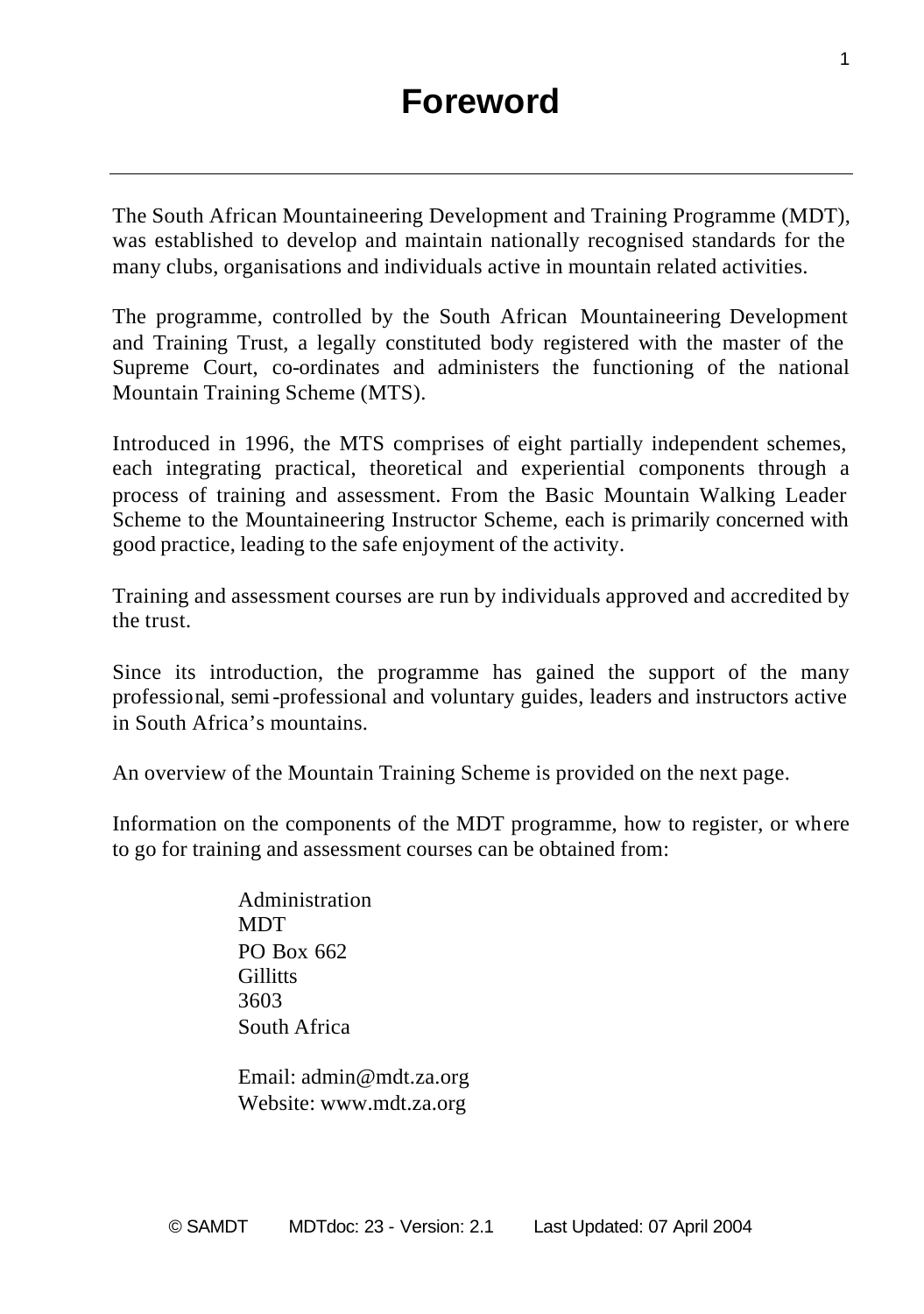# Foreword

The South African Mountaineering Development and Training Programme (MDT), was established to develop and maintain nationally recognised standards for the many clubs, organisations and individuals active in mountain related activities.

The programme, controlled by the South African Mountaineering Development and Training Trust, a legally constituted body registered with the master of the Supreme Court, co-ordinates and administers the functioning of the national Mountain Training Scheme (MTS).

Introduced in 1996, the MTS comprises of eight partially independent schemes, each integrating practical, theoretical and experiential components through a process of training and assessment. From the Basic Mountain Walking Leader Scheme to the Mountaineering Instructor Scheme, each is primarily concerned with good practice, leading to the safe enjoyment of the activity.

Training and assessment courses are run by individuals approved and accredited by the trust.

Since its introduction, the programme has gained the support of the many professional, semi-professional and voluntary guides, leaders and instructors active in South Africa's mountains.

An overview of the Mountain Training Scheme is provided on the next page.

Information on the components of the MDT programme, how to register, or where to go for training and assessment courses can be obtained from:

Administration
MDT
PO Box 662
Gillitts
3603
South Africa

Email: admin@mdt.za.org
Website: www.mdt.za.org

© SAMDT MDTdoc: 23 - Version: 2.1 Last Updated: 07 April 2004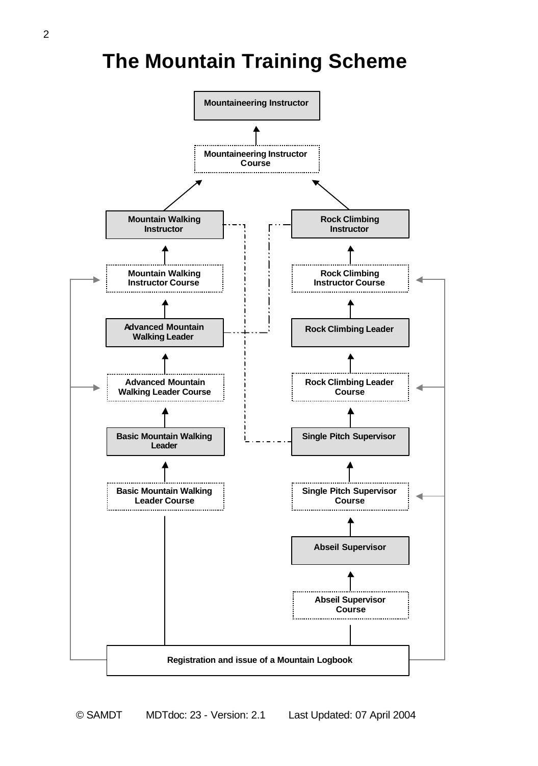# The Mountain Training Scheme

Mountaineering Instructor

Mountaineering Instructor Course

Mountain Walking Instructor

Rock Climbing Instructor

Mountain Walking Instructor Course

Rock Climbing Instructor Course

Advanced Mountain Walking Leader

Rock Climbing Leader

Advanced Mountain Walking Leader Course

Rock Climbing Leader Course

Basic Mountain Walking Leader

Single Pitch Supervisor

Basic Mountain Walking Leader Course

Single Pitch Supervisor Course

Abseil Supervisor

Abseil Supervisor Course

Registration and issue of a Mountain Logbook

© SAMDT MDTdoc: 23 - Version: 2.1 Last Updated: 07 April 2004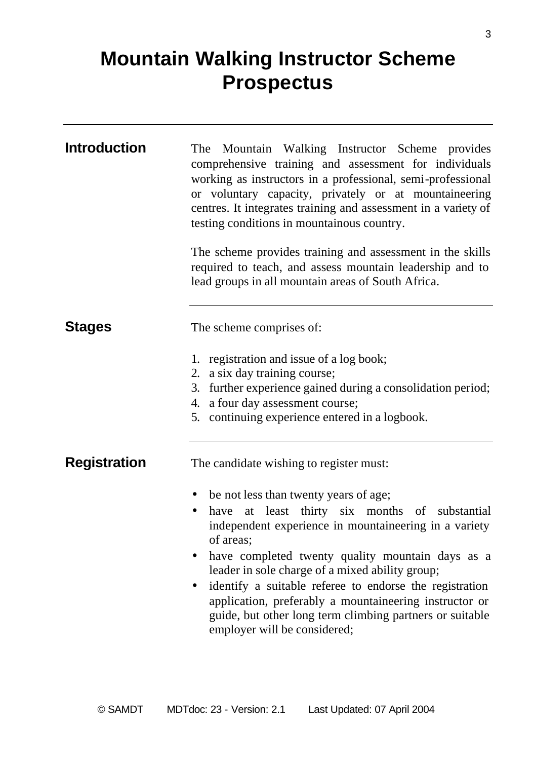# Mountain Walking Instructor Scheme Prospectus

## Introduction

The Mountain Walking Instructor Scheme provides comprehensive training and assessment for individuals working as instructors in a professional, semi-professional or voluntary capacity, privately or at mountaineering centres. It integrates training and assessment in a variety of testing conditions in mountainous country.

The scheme provides training and assessment in the skills required to teach, and assess mountain leadership and to lead groups in all mountain areas of South Africa.

## Stages

The scheme comprises of:

1. registration and issue of a log book;
2. a six day training course;
3. further experience gained during a consolidation period;
4. a four day assessment course;
5. continuing experience entered in a logbook.

## Registration

The candidate wishing to register must:

- be not less than twenty years of age;
- have at least thirty six months of substantial independent experience in mountaineering in a variety of areas;
- have completed twenty quality mountain days as a leader in sole charge of a mixed ability group;
- identify a suitable referee to endorse the registration application, preferably a mountaineering instructor or guide, but other long term climbing partners or suitable employer will be considered;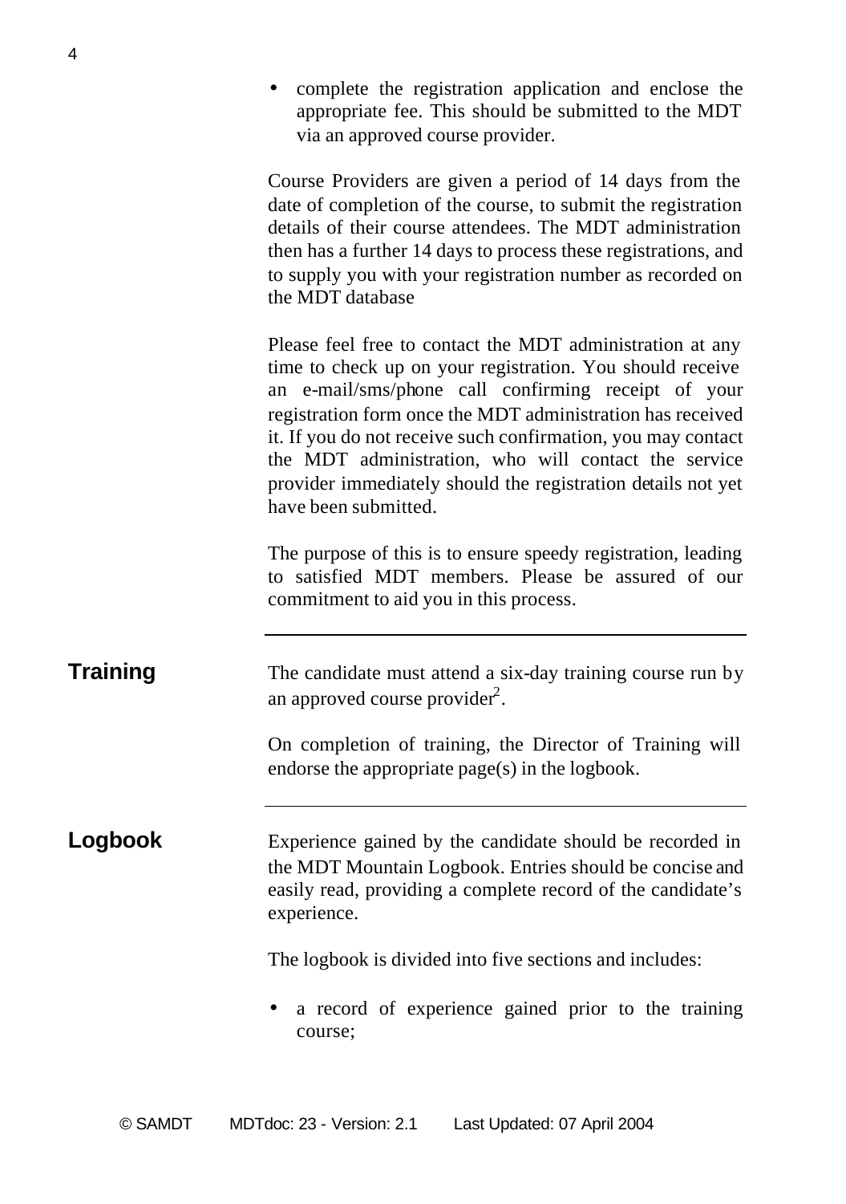- complete the registration application and enclose the appropriate fee. This should be submitted to the MDT via an approved course provider.

Course Providers are given a period of 14 days from the date of completion of the course, to submit the registration details of their course attendees. The MDT administration then has a further 14 days to process these registrations, and to supply you with your registration number as recorded on the MDT database

Please feel free to contact the MDT administration at any time to check up on your registration. You should receive an e-mail/sms/phone call confirming receipt of your registration form once the MDT administration has received it. If you do not receive such confirmation, you may contact the MDT administration, who will contact the service provider immediately should the registration details not yet have been submitted.

The purpose of this is to ensure speedy registration, leading to satisfied MDT members. Please be assured of our commitment to aid you in this process.

---

## Training

The candidate must attend a six-day training course run by an approved course provider[2].

On completion of training, the Director of Training will endorse the appropriate page(s) in the logbook.

---

## Logbook

Experience gained by the candidate should be recorded in the MDT Mountain Logbook. Entries should be concise and easily read, providing a complete record of the candidate's experience.

The logbook is divided into five sections and includes:

- a record of experience gained prior to the training course;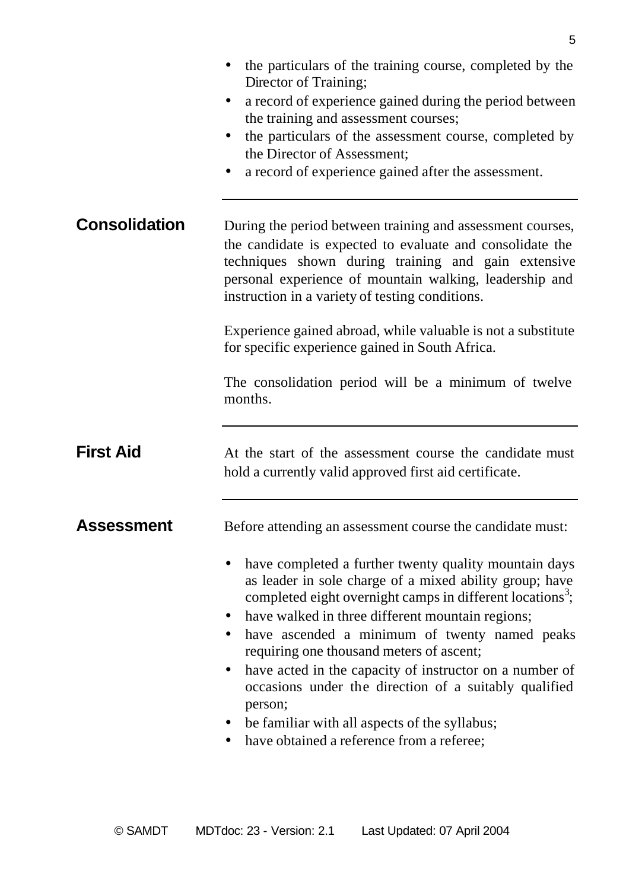- the particulars of the training course, completed by the Director of Training;
- a record of experience gained during the period between the training and assessment courses;
- the particulars of the assessment course, completed by the Director of Assessment;
- a record of experience gained after the assessment.

---

## Consolidation

During the period between training and assessment courses, the candidate is expected to evaluate and consolidate the techniques shown during training and gain extensive personal experience of mountain walking, leadership and instruction in a variety of testing conditions.

Experience gained abroad, while valuable is not a substitute for specific experience gained in South Africa.

The consolidation period will be a minimum of twelve months.

---

## First Aid

At the start of the assessment course the candidate must hold a currently valid approved first aid certificate.

---

## Assessment

Before attending an assessment course the candidate must:

- have completed a further twenty quality mountain days as leader in sole charge of a mixed ability group; have completed eight overnight camps in different locations[3];
- have walked in three different mountain regions;
- have ascended a minimum of twenty named peaks requiring one thousand meters of ascent;
- have acted in the capacity of instructor on a number of occasions under the direction of a suitably qualified person;
- be familiar with all aspects of the syllabus;
- have obtained a reference from a referee;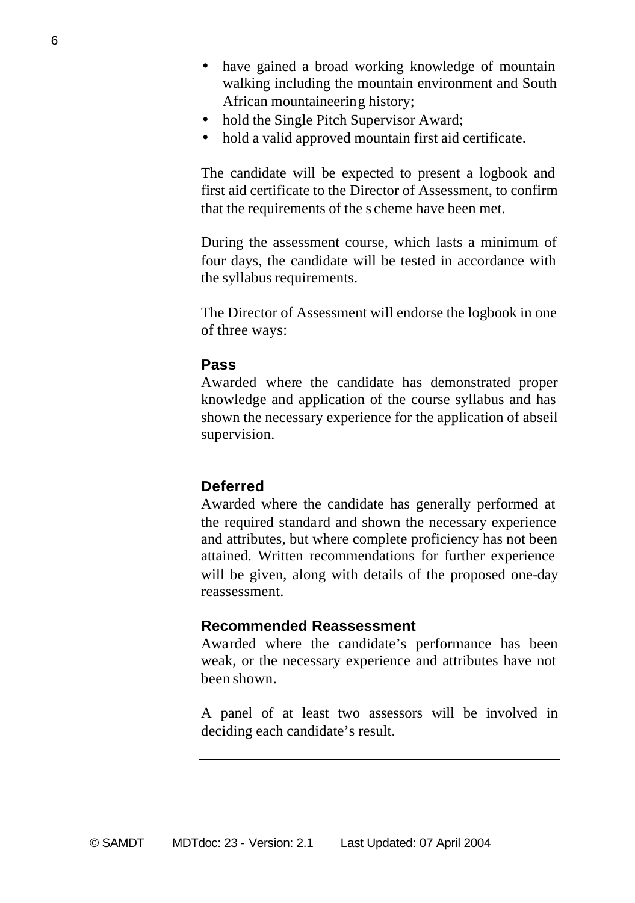- have gained a broad working knowledge of mountain walking including the mountain environment and South African mountaineering history;
- hold the Single Pitch Supervisor Award;
- hold a valid approved mountain first aid certificate.

The candidate will be expected to present a logbook and first aid certificate to the Director of Assessment, to confirm that the requirements of the scheme have been met.

During the assessment course, which lasts a minimum of four days, the candidate will be tested in accordance with the syllabus requirements.

The Director of Assessment will endorse the logbook in one of three ways:

**Pass**

Awarded where the candidate has demonstrated proper knowledge and application of the course syllabus and has shown the necessary experience for the application of abseil supervision.

**Deferred**

Awarded where the candidate has generally performed at the required standard and shown the necessary experience and attributes, but where complete proficiency has not been attained. Written recommendations for further experience will be given, along with details of the proposed one-day reassessment.

**Recommended Reassessment**

Awarded where the candidate's performance has been weak, or the necessary experience and attributes have not been shown.

A panel of at least two assessors will be involved in deciding each candidate's result.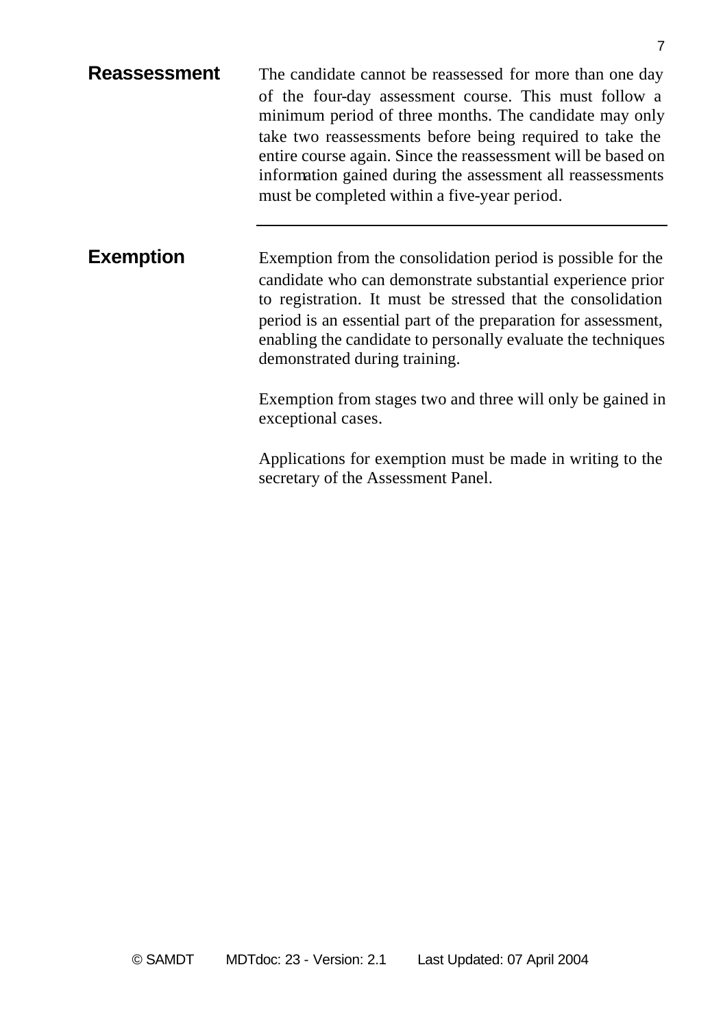## Reassessment

The candidate cannot be reassessed for more than one day of the four-day assessment course. This must follow a minimum period of three months. The candidate may only take two reassessments before being required to take the entire course again. Since the reassessment will be based on information gained during the assessment all reassessments must be completed within a five-year period.

---

## Exemption

Exemption from the consolidation period is possible for the candidate who can demonstrate substantial experience prior to registration. It must be stressed that the consolidation period is an essential part of the preparation for assessment, enabling the candidate to personally evaluate the techniques demonstrated during training.

Exemption from stages two and three will only be gained in exceptional cases.

Applications for exemption must be made in writing to the secretary of the Assessment Panel.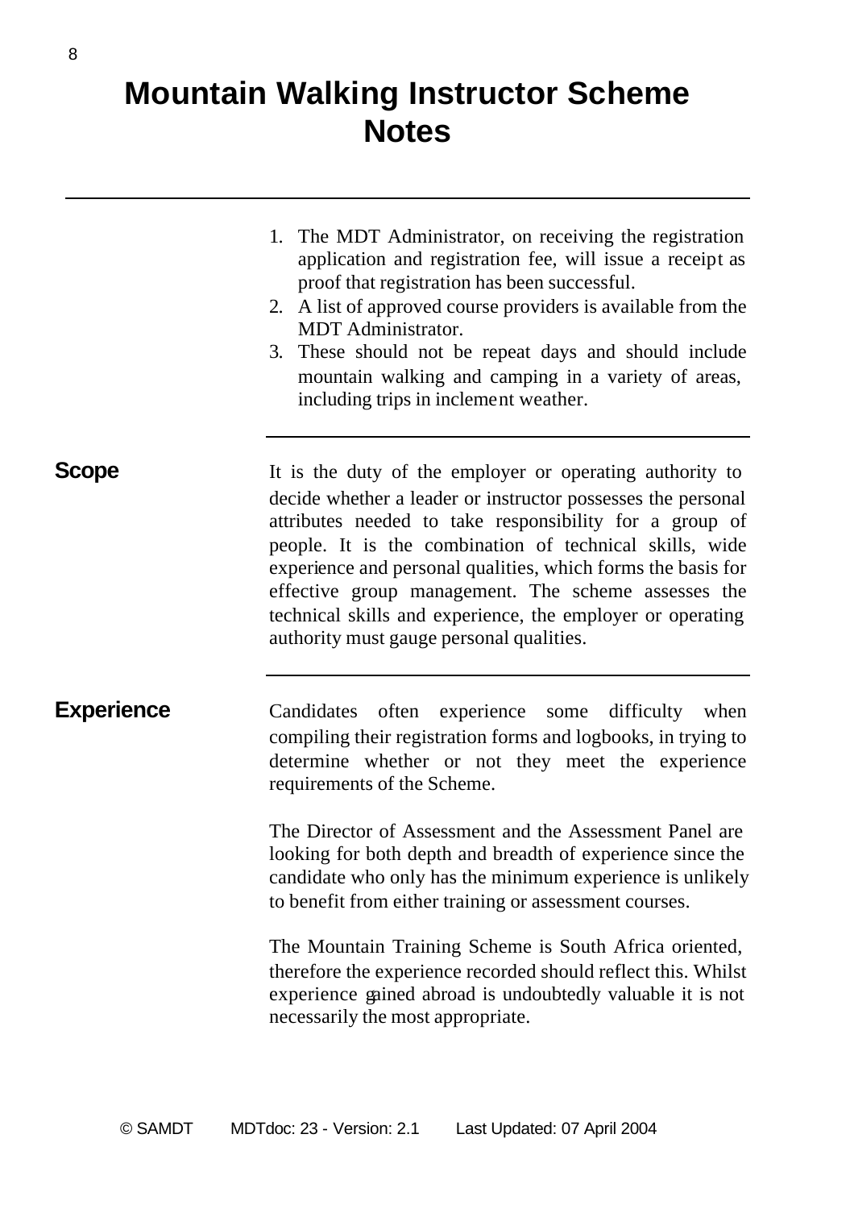# Mountain Walking Instructor Scheme Notes

1. The MDT Administrator, on receiving the registration application and registration fee, will issue a receipt as proof that registration has been successful.
2. A list of approved course providers is available from the MDT Administrator.
3. These should not be repeat days and should include mountain walking and camping in a variety of areas, including trips in inclement weather.

## Scope

It is the duty of the employer or operating authority to decide whether a leader or instructor possesses the personal attributes needed to take responsibility for a group of people. It is the combination of technical skills, wide experience and personal qualities, which forms the basis for effective group management. The scheme assesses the technical skills and experience, the employer or operating authority must gauge personal qualities.

## Experience

Candidates often experience some difficulty when compiling their registration forms and logbooks, in trying to determine whether or not they meet the experience requirements of the Scheme.

The Director of Assessment and the Assessment Panel are looking for both depth and breadth of experience since the candidate who only has the minimum experience is unlikely to benefit from either training or assessment courses.

The Mountain Training Scheme is South Africa oriented, therefore the experience recorded should reflect this. Whilst experience gained abroad is undoubtedly valuable it is not necessarily the most appropriate.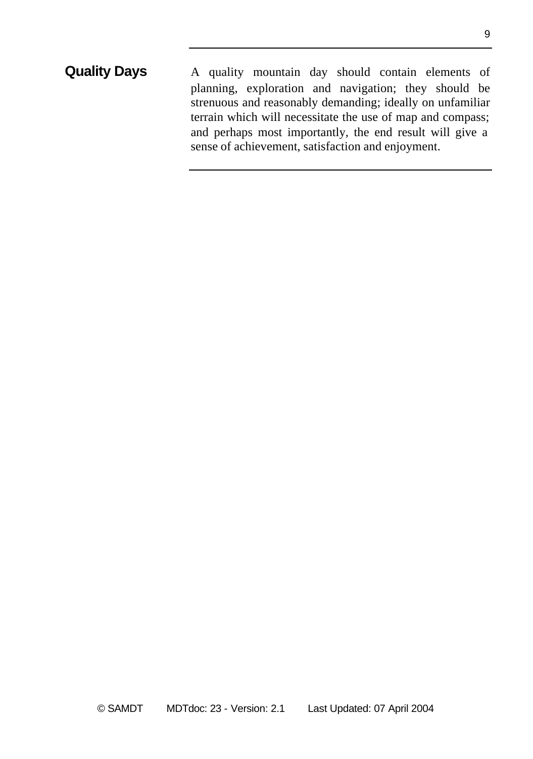## Quality Days

A quality mountain day should contain elements of planning, exploration and navigation; they should be strenuous and reasonably demanding; ideally on unfamiliar terrain which will necessitate the use of map and compass; and perhaps most importantly, the end result will give a sense of achievement, satisfaction and enjoyment.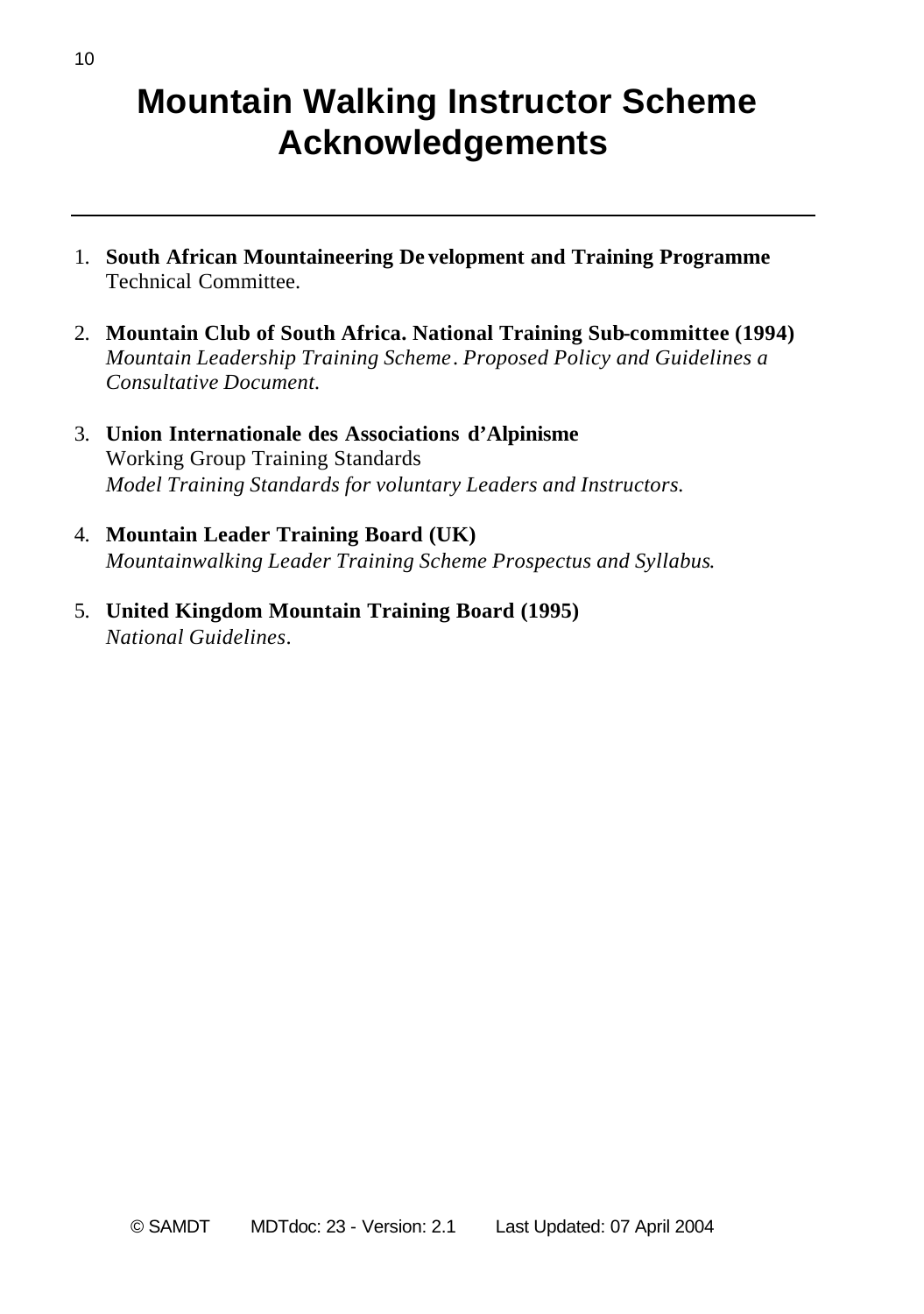# Mountain Walking Instructor Scheme Acknowledgements

1. **South African Mountaineering Development and Training Programme** Technical Committee.

2. **Mountain Club of South Africa. National Training Sub-committee (1994)** *Mountain Leadership Training Scheme. Proposed Policy and Guidelines a Consultative Document.*

3. **Union Internationale des Associations d'Alpinisme**
   Working Group Training Standards
   *Model Training Standards for voluntary Leaders and Instructors.*

4. **Mountain Leader Training Board (UK)**
   *Mountainwalking Leader Training Scheme Prospectus and Syllabus.*

5. **United Kingdom Mountain Training Board (1995)**
   *National Guidelines.*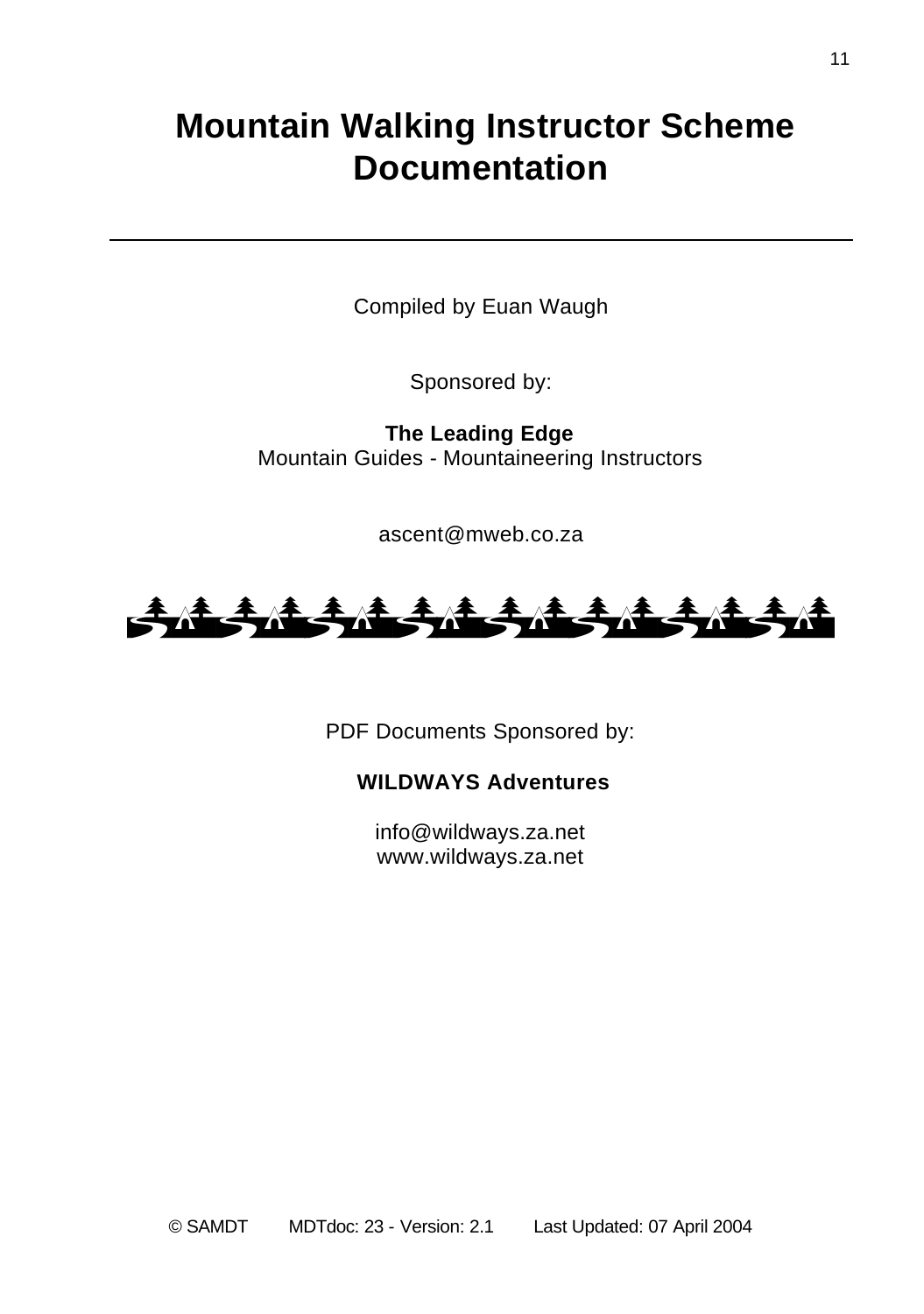# Mountain Walking Instructor Scheme Documentation

---

Compiled by Euan Waugh

Sponsored by:

**The Leading Edge**
Mountain Guides - Mountaineering Instructors

ascent@mweb.co.za

PDF Documents Sponsored by:

**WILDWAYS Adventures**

info@wildways.za.net
www.wildways.za.net

© SAMDT MDTdoc: 23 - Version: 2.1 Last Updated: 07 April 2004